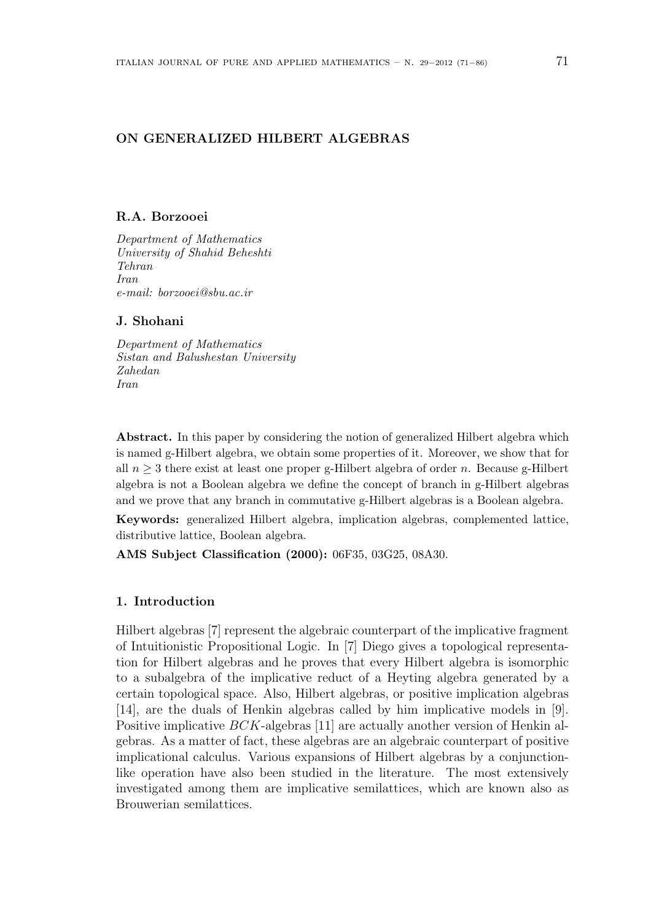# ON GENERALIZED HILBERT ALGEBRAS

**R.A. Borzooei**

*Department of Mathematics*
*University of Shahid Beheshti*
*Tehran*
*Iran*
*e-mail: borzooei@sbu.ac.ir*

**J. Shohani**

*Department of Mathematics*
*Sistan and Balushestan University*
*Zahedan*
*Iran*

**Abstract.** In this paper by considering the notion of generalized Hilbert algebra which is named g-Hilbert algebra, we obtain some properties of it. Moreover, we show that for all $n \geq 3$ there exist at least one proper g-Hilbert algebra of order $n$. Because g-Hilbert algebra is not a Boolean algebra we define the concept of branch in g-Hilbert algebras and we prove that any branch in commutative g-Hilbert algebras is a Boolean algebra.

**Keywords:** generalized Hilbert algebra, implication algebras, complemented lattice, distributive lattice, Boolean algebra.

**AMS Subject Classification (2000):** 06F35, 03G25, 08A30.

## 1. Introduction

Hilbert algebras [7] represent the algebraic counterpart of the implicative fragment of Intuitionistic Propositional Logic. In [7] Diego gives a topological representation for Hilbert algebras and he proves that every Hilbert algebra is isomorphic to a subalgebra of the implicative reduct of a Heyting algebra generated by a certain topological space. Also, Hilbert algebras, or positive implication algebras [14], are the duals of Henkin algebras called by him implicative models in [9]. Positive implicative $BCK$-algebras [11] are actually another version of Henkin algebras. As a matter of fact, these algebras are an algebraic counterpart of positive implicational calculus. Various expansions of Hilbert algebras by a conjunction-like operation have also been studied in the literature. The most extensively investigated among them are implicative semilattices, which are known also as Brouwerian semilattices.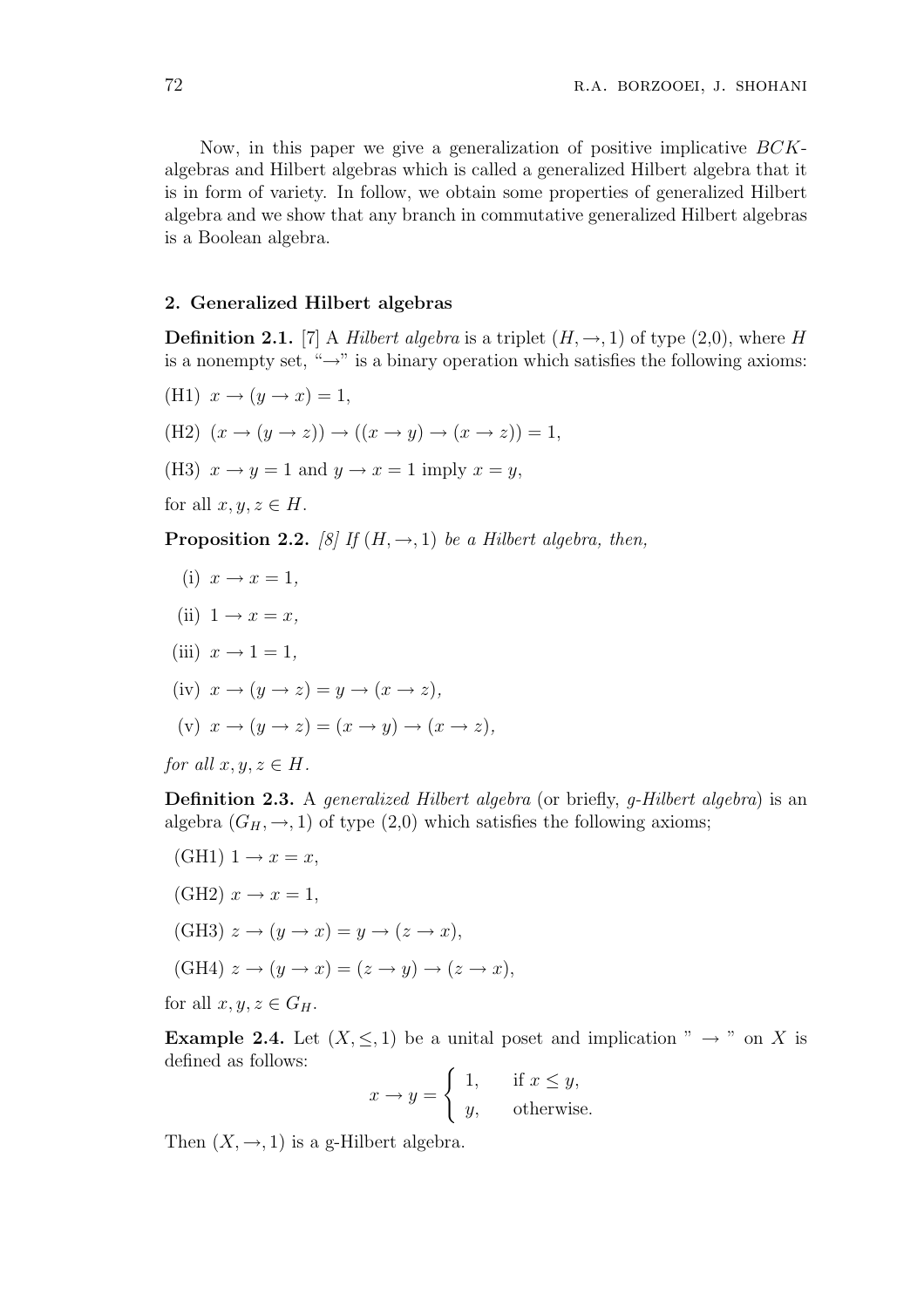Now, in this paper we give a generalization of positive implicative $BCK$-algebras and Hilbert algebras which is called a generalized Hilbert algebra that it is in form of variety. In follow, we obtain some properties of generalized Hilbert algebra and we show that any branch in commutative generalized Hilbert algebras is a Boolean algebra.

## 2. Generalized Hilbert algebras

**Definition 2.1.** [7] A *Hilbert algebra* is a triplet $(H, \to, 1)$ of type (2,0), where $H$ is a nonempty set, "$\to$" is a binary operation which satisfies the following axioms:

(H1) $x \to (y \to x) = 1$,

(H2) $(x \to (y \to z)) \to ((x \to y) \to (x \to z)) = 1$,

(H3) $x \to y = 1$ and $y \to x = 1$ imply $x = y$,

for all $x, y, z \in H$.

**Proposition 2.2.** *[8] If $(H, \to, 1)$ be a Hilbert algebra, then,*

(i) $x \to x = 1$,

(ii) $1 \to x = x$,

(iii) $x \to 1 = 1$,

(iv) $x \to (y \to z) = y \to (x \to z)$,

(v) $x \to (y \to z) = (x \to y) \to (x \to z)$,

*for all $x, y, z \in H$.*

**Definition 2.3.** A *generalized Hilbert algebra* (or briefly, *g-Hilbert algebra*) is an algebra $(G_H, \to, 1)$ of type (2,0) which satisfies the following axioms;

(GH1) $1 \to x = x$,

(GH2) $x \to x = 1$,

(GH3) $z \to (y \to x) = y \to (z \to x)$,

(GH4) $z \to (y \to x) = (z \to y) \to (z \to x)$,

for all $x, y, z \in G_H$.

**Example 2.4.** Let $(X, \leq, 1)$ be a unital poset and implication " $\to$ " on $X$ is defined as follows:

$$x \to y = \begin{cases} 1, & \text{if } x \leq y, \\ y, & \text{otherwise.} \end{cases}$$

Then $(X, \to, 1)$ is a g-Hilbert algebra.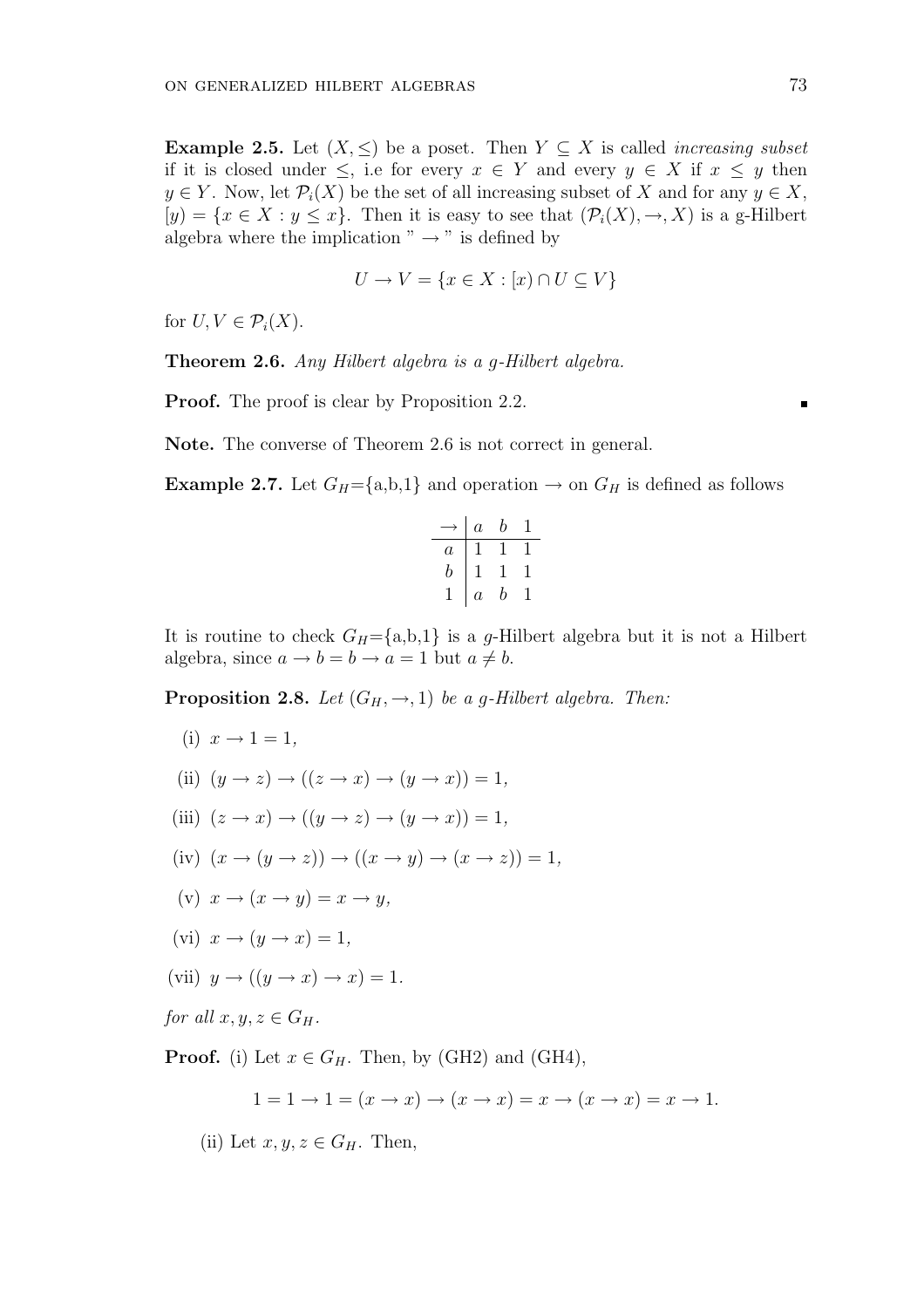**Example 2.5.** Let $(X, \leq)$ be a poset. Then $Y \subseteq X$ is called *increasing subset* if it is closed under $\leq$, i.e for every $x \in Y$ and every $y \in X$ if $x \leq y$ then $y \in Y$. Now, let $\mathcal{P}_i(X)$ be the set of all increasing subset of $X$ and for any $y \in X$, $[y) = \{x \in X : y \leq x\}$. Then it is easy to see that $(\mathcal{P}_i(X), \rightarrow, X)$ is a g-Hilbert algebra where the implication " $\rightarrow$ " is defined by

$$U \rightarrow V = \{x \in X : [x) \cap U \subseteq V\}$$

for $U, V \in \mathcal{P}_i(X)$.

**Theorem 2.6.** *Any Hilbert algebra is a g-Hilbert algebra.*

**Proof.** The proof is clear by Proposition 2.2. ∎

**Note.** The converse of Theorem 2.6 is not correct in general.

**Example 2.7.** Let $G_H$={a,b,1} and operation $\rightarrow$ on $G_H$ is defined as follows

| $\rightarrow$ | $a$ | $b$ | $1$ |
|---|---|---|---|
| $a$ | 1 | 1 | 1 |
| $b$ | 1 | 1 | 1 |
| $1$ | $a$ | $b$ | 1 |

It is routine to check $G_H$={a,b,1} is a $g$-Hilbert algebra but it is not a Hilbert algebra, since $a \rightarrow b = b \rightarrow a = 1$ but $a \neq b$.

**Proposition 2.8.** *Let $(G_H, \rightarrow, 1)$ be a g-Hilbert algebra. Then:*

(i) $x \rightarrow 1 = 1$,

(ii) $(y \rightarrow z) \rightarrow ((z \rightarrow x) \rightarrow (y \rightarrow x)) = 1$,

(iii) $(z \rightarrow x) \rightarrow ((y \rightarrow z) \rightarrow (y \rightarrow x)) = 1$,

(iv) $(x \rightarrow (y \rightarrow z)) \rightarrow ((x \rightarrow y) \rightarrow (x \rightarrow z)) = 1$,

(v) $x \rightarrow (x \rightarrow y) = x \rightarrow y$,

(vi) $x \rightarrow (y \rightarrow x) = 1$,

(vii) $y \rightarrow ((y \rightarrow x) \rightarrow x) = 1$.

*for all $x, y, z \in G_H$.*

**Proof.** (i) Let $x \in G_H$. Then, by (GH2) and (GH4),

$$1 = 1 \rightarrow 1 = (x \rightarrow x) \rightarrow (x \rightarrow x) = x \rightarrow (x \rightarrow x) = x \rightarrow 1.$$

(ii) Let $x, y, z \in G_H$. Then,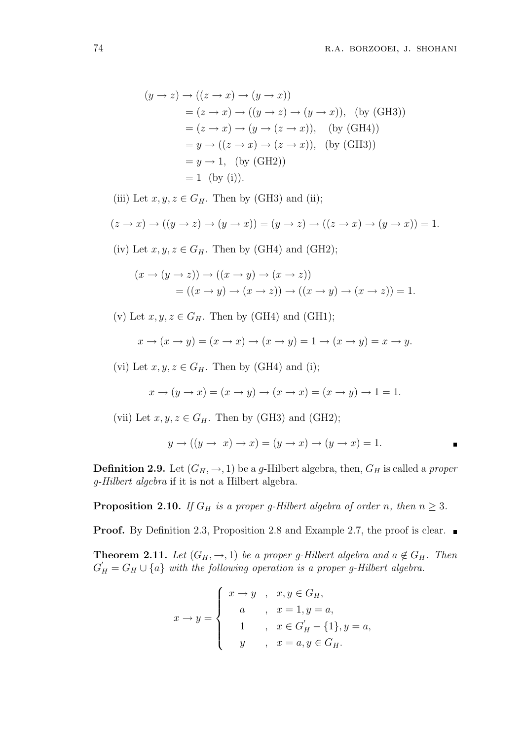$$
\begin{aligned}
(y \to z) &\to ((z \to x) \to (y \to x)) \\
&= (z \to x) \to ((y \to z) \to (y \to x)), \quad \text{(by (GH3))} \\
&= (z \to x) \to (y \to (z \to x)), \quad \text{(by (GH4))} \\
&= y \to ((z \to x) \to (z \to x)), \quad \text{(by (GH3))} \\
&= y \to 1, \quad \text{(by (GH2))} \\
&= 1 \quad \text{(by (i))}.
\end{aligned}
$$

(iii) Let $x, y, z \in G_H$. Then by (GH3) and (ii);

$$
(z \to x) \to ((y \to z) \to (y \to x)) = (y \to z) \to ((z \to x) \to (y \to x)) = 1.
$$

(iv) Let $x, y, z \in G_H$. Then by (GH4) and (GH2);

$$
\begin{aligned}
(x \to (y \to z)) &\to ((x \to y) \to (x \to z)) \\
&= ((x \to y) \to (x \to z)) \to ((x \to y) \to (x \to z)) = 1.
\end{aligned}
$$

(v) Let $x, y, z \in G_H$. Then by (GH4) and (GH1);

$$
x \to (x \to y) = (x \to x) \to (x \to y) = 1 \to (x \to y) = x \to y.
$$

(vi) Let $x, y, z \in G_H$. Then by (GH4) and (i);

$$
x \to (y \to x) = (x \to y) \to (x \to x) = (x \to y) \to 1 = 1.
$$

(vii) Let $x, y, z \in G_H$. Then by (GH3) and (GH2);

$$
y \to ((y \to x) \to x) = (y \to x) \to (y \to x) = 1.
$$

■

**Definition 2.9.** Let $(G_H, \to, 1)$ be a $g$-Hilbert algebra, then, $G_H$ is called a *proper g-Hilbert algebra* if it is not a Hilbert algebra.

**Proposition 2.10.** *If $G_H$ is a proper g-Hilbert algebra of order $n$, then $n \geq 3$.*

**Proof.** By Definition 2.3, Proposition 2.8 and Example 2.7, the proof is clear. ■

**Theorem 2.11.** *Let $(G_H, \to, 1)$ be a proper g-Hilbert algebra and $a \notin G_H$. Then $G_H^{'} = G_H \cup \{a\}$ with the following operation is a proper g-Hilbert algebra.*

$$
x \to y = \begin{cases} x \to y & , \quad x, y \in G_H, \\ a & , \quad x = 1, y = a, \\ 1 & , \quad x \in G_H^{'} - \{1\}, y = a, \\ y & , \quad x = a, y \in G_H. \end{cases}
$$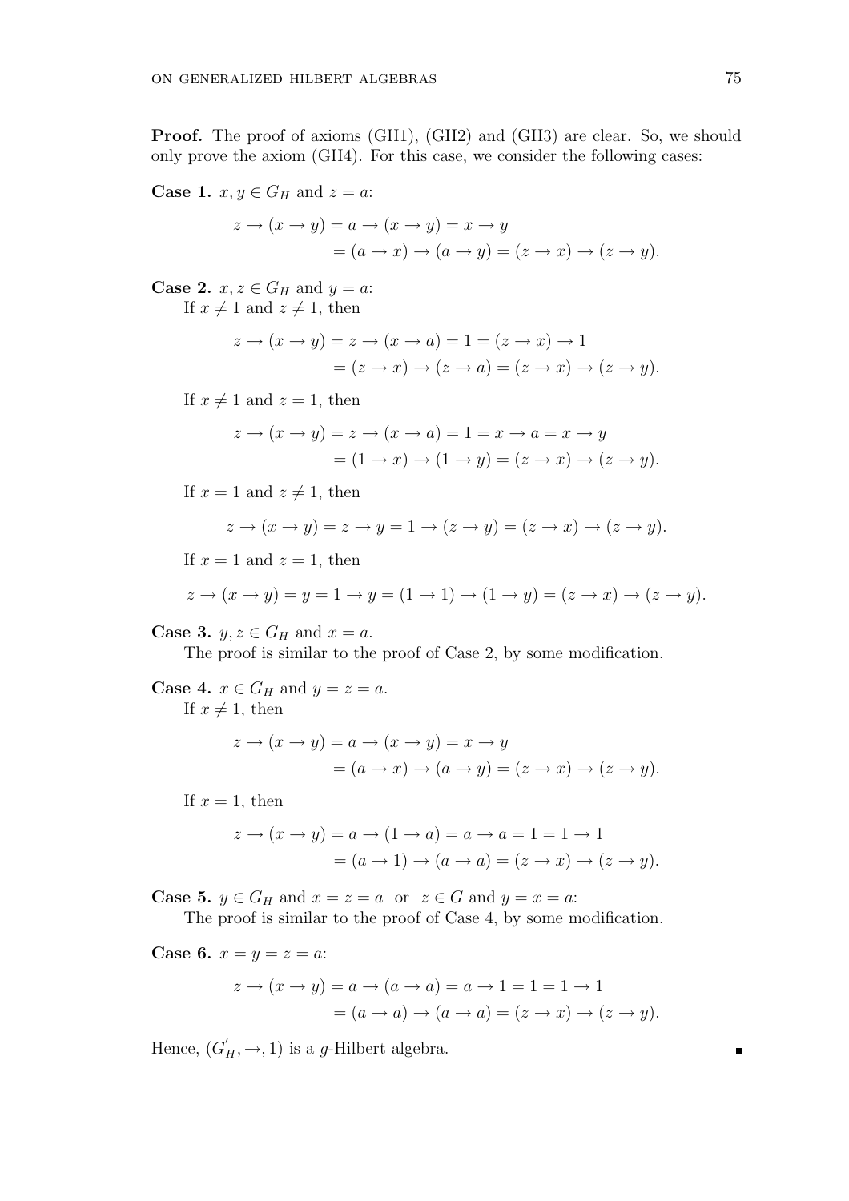**Proof.** The proof of axioms (GH1), (GH2) and (GH3) are clear. So, we should only prove the axiom (GH4). For this case, we consider the following cases:

**Case 1.** $x, y \in G_H$ and $z = a$:

$$\begin{aligned} z \to (x \to y) &= a \to (x \to y) = x \to y \\ &= (a \to x) \to (a \to y) = (z \to x) \to (z \to y). \end{aligned}$$

**Case 2.** $x, z \in G_H$ and $y = a$:

If $x \neq 1$ and $z \neq 1$, then

$$\begin{aligned} z \to (x \to y) &= z \to (x \to a) = 1 = (z \to x) \to 1 \\ &= (z \to x) \to (z \to a) = (z \to x) \to (z \to y). \end{aligned}$$

If $x \neq 1$ and $z = 1$, then

$$\begin{aligned} z \to (x \to y) &= z \to (x \to a) = 1 = x \to a = x \to y \\ &= (1 \to x) \to (1 \to y) = (z \to x) \to (z \to y). \end{aligned}$$

If $x = 1$ and $z \neq 1$, then

$$z \to (x \to y) = z \to y = 1 \to (z \to y) = (z \to x) \to (z \to y).$$

If $x = 1$ and $z = 1$, then

$$z \to (x \to y) = y = 1 \to y = (1 \to 1) \to (1 \to y) = (z \to x) \to (z \to y).$$

**Case 3.** $y, z \in G_H$ and $x = a$.

The proof is similar to the proof of Case 2, by some modification.

**Case 4.** $x \in G_H$ and $y = z = a$.

If $x \neq 1$, then

$$\begin{aligned} z \to (x \to y) &= a \to (x \to y) = x \to y \\ &= (a \to x) \to (a \to y) = (z \to x) \to (z \to y). \end{aligned}$$

If $x = 1$, then

$$\begin{aligned} z \to (x \to y) &= a \to (1 \to a) = a \to a = 1 = 1 \to 1 \\ &= (a \to 1) \to (a \to a) = (z \to x) \to (z \to y). \end{aligned}$$

**Case 5.** $y \in G_H$ and $x = z = a$ or $z \in G$ and $y = x = a$:

The proof is similar to the proof of Case 4, by some modification.

**Case 6.** $x = y = z = a$:

$$\begin{aligned} z \to (x \to y) &= a \to (a \to a) = a \to 1 = 1 = 1 \to 1 \\ &= (a \to a) \to (a \to a) = (z \to x) \to (z \to y). \end{aligned}$$

Hence, $(G_H^{'}, \to, 1)$ is a $g$-Hilbert algebra. ∎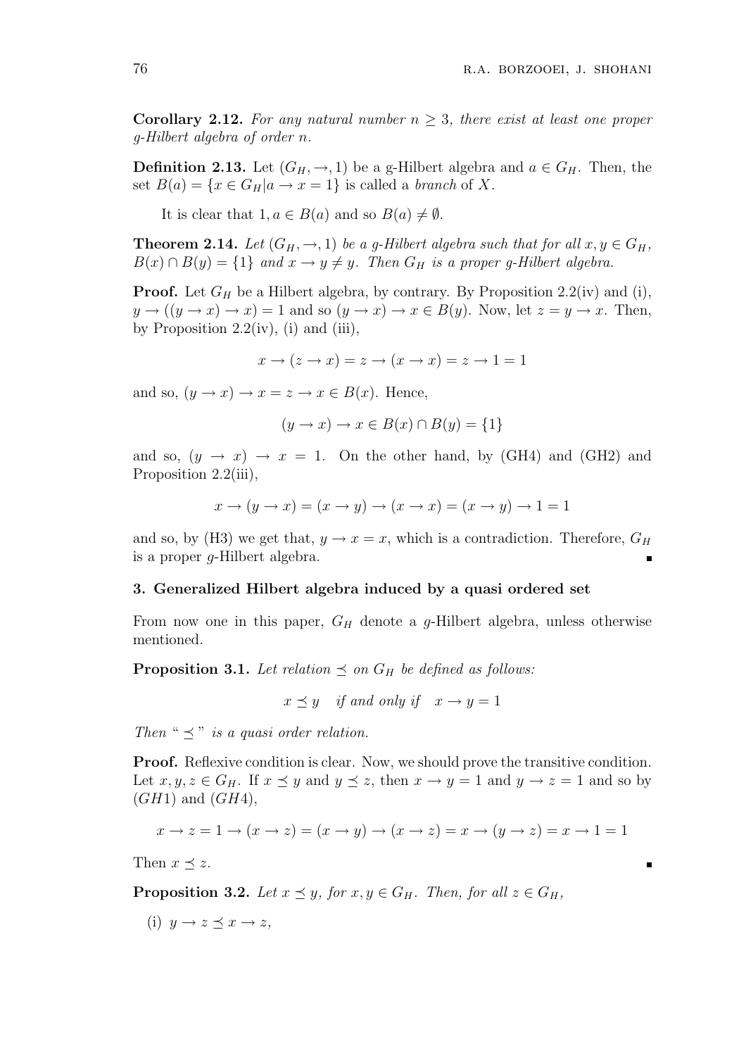**Corollary 2.12.** *For any natural number $n \geq 3$, there exist at least one proper g-Hilbert algebra of order $n$.*

**Definition 2.13.** Let $(G_H, \rightarrow, 1)$ be a g-Hilbert algebra and $a \in G_H$. Then, the set $B(a) = \{x \in G_H | a \rightarrow x = 1\}$ is called a *branch* of $X$.

It is clear that $1, a \in B(a)$ and so $B(a) \neq \emptyset$.

**Theorem 2.14.** *Let $(G_H, \rightarrow, 1)$ be a g-Hilbert algebra such that for all $x, y \in G_H$, $B(x) \cap B(y) = \{1\}$ and $x \rightarrow y \neq y$. Then $G_H$ is a proper g-Hilbert algebra.*

**Proof.** Let $G_H$ be a Hilbert algebra, by contrary. By Proposition 2.2(iv) and (i), $y \rightarrow ((y \rightarrow x) \rightarrow x) = 1$ and so $(y \rightarrow x) \rightarrow x \in B(y)$. Now, let $z = y \rightarrow x$. Then, by Proposition 2.2(iv), (i) and (iii),

$$x \rightarrow (z \rightarrow x) = z \rightarrow (x \rightarrow x) = z \rightarrow 1 = 1$$

and so, $(y \rightarrow x) \rightarrow x = z \rightarrow x \in B(x)$. Hence,

$$(y \rightarrow x) \rightarrow x \in B(x) \cap B(y) = \{1\}$$

and so, $(y \rightarrow x) \rightarrow x = 1$. On the other hand, by (GH4) and (GH2) and Proposition 2.2(iii),

$$x \rightarrow (y \rightarrow x) = (x \rightarrow y) \rightarrow (x \rightarrow x) = (x \rightarrow y) \rightarrow 1 = 1$$

and so, by (H3) we get that, $y \rightarrow x = x$, which is a contradiction. Therefore, $G_H$ is a proper $g$-Hilbert algebra. ∎

## 3. Generalized Hilbert algebra induced by a quasi ordered set

From now one in this paper, $G_H$ denote a $g$-Hilbert algebra, unless otherwise mentioned.

**Proposition 3.1.** *Let relation $\preceq$ on $G_H$ be defined as follows:*

$$x \preceq y \quad \textit{if and only if} \quad x \rightarrow y = 1$$

*Then "$\preceq$" is a quasi order relation.*

**Proof.** Reflexive condition is clear. Now, we should prove the transitive condition. Let $x, y, z \in G_H$. If $x \preceq y$ and $y \preceq z$, then $x \rightarrow y = 1$ and $y \rightarrow z = 1$ and so by $(GH1)$ and $(GH4)$,

$$x \rightarrow z = 1 \rightarrow (x \rightarrow z) = (x \rightarrow y) \rightarrow (x \rightarrow z) = x \rightarrow (y \rightarrow z) = x \rightarrow 1 = 1$$

Then $x \preceq z$. ∎

**Proposition 3.2.** *Let $x \preceq y$, for $x, y \in G_H$. Then, for all $z \in G_H$,*

(i) $y \rightarrow z \preceq x \rightarrow z$,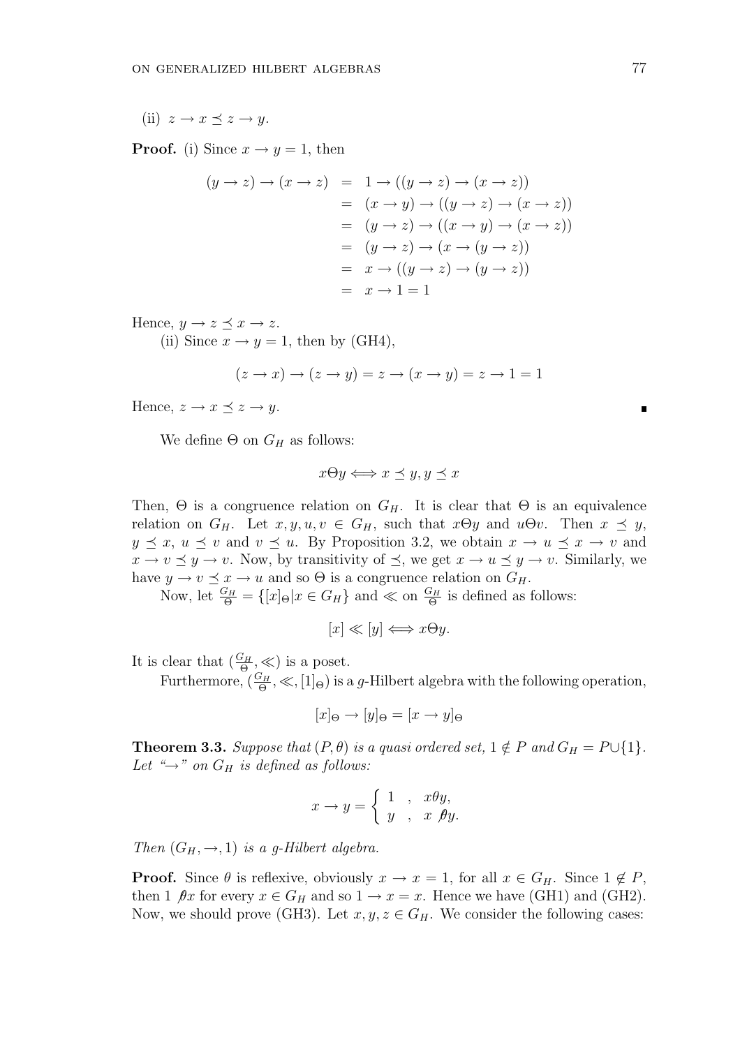(ii) $z \to x \preceq z \to y$.

**Proof.** (i) Since $x \to y = 1$, then

$$
\begin{aligned}
(y \to z) \to (x \to z) &= 1 \to ((y \to z) \to (x \to z)) \\
&= (x \to y) \to ((y \to z) \to (x \to z)) \\
&= (y \to z) \to ((x \to y) \to (x \to z)) \\
&= (y \to z) \to (x \to (y \to z)) \\
&= x \to ((y \to z) \to (y \to z)) \\
&= x \to 1 = 1
\end{aligned}
$$

Hence, $y \to z \preceq x \to z$.

(ii) Since $x \to y = 1$, then by (GH4),

$$(z \to x) \to (z \to y) = z \to (x \to y) = z \to 1 = 1$$

Hence, $z \to x \preceq z \to y$. ∎

We define $\Theta$ on $G_H$ as follows:

$$x \Theta y \Longleftrightarrow x \preceq y, y \preceq x$$

Then, $\Theta$ is a congruence relation on $G_H$. It is clear that $\Theta$ is an equivalence relation on $G_H$. Let $x, y, u, v \in G_H$, such that $x \Theta y$ and $u \Theta v$. Then $x \preceq y$, $y \preceq x$, $u \preceq v$ and $v \preceq u$. By Proposition 3.2, we obtain $x \to u \preceq x \to v$ and $x \to v \preceq y \to v$. Now, by transitivity of $\preceq$, we get $x \to u \preceq y \to v$. Similarly, we have $y \to v \preceq x \to u$ and so $\Theta$ is a congruence relation on $G_H$.

Now, let $\frac{G_H}{\Theta} = \{[x]_\Theta | x \in G_H\}$ and $\ll$ on $\frac{G_H}{\Theta}$ is defined as follows:

$$[x] \ll [y] \Longleftrightarrow x \Theta y.$$

It is clear that $(\frac{G_H}{\Theta}, \ll)$ is a poset.

Furthermore, $(\frac{G_H}{\Theta}, \ll, [1]_\Theta)$ is a $g$-Hilbert algebra with the following operation,

$$[x]_\Theta \to [y]_\Theta = [x \to y]_\Theta$$

**Theorem 3.3.** *Suppose that $(P, \theta)$ is a quasi ordered set, $1 \notin P$ and $G_H = P \cup \{1\}$. Let "$\to$" on $G_H$ is defined as follows:*

$$x \to y = \begin{cases} 1 & , \quad x \theta y, \\ y & , \quad x \not\theta y. \end{cases}$$

*Then $(G_H, \to, 1)$ is a g-Hilbert algebra.*

**Proof.** Since $\theta$ is reflexive, obviously $x \to x = 1$, for all $x \in G_H$. Since $1 \notin P$, then $1 \not\theta x$ for every $x \in G_H$ and so $1 \to x = x$. Hence we have (GH1) and (GH2). Now, we should prove (GH3). Let $x, y, z \in G_H$. We consider the following cases: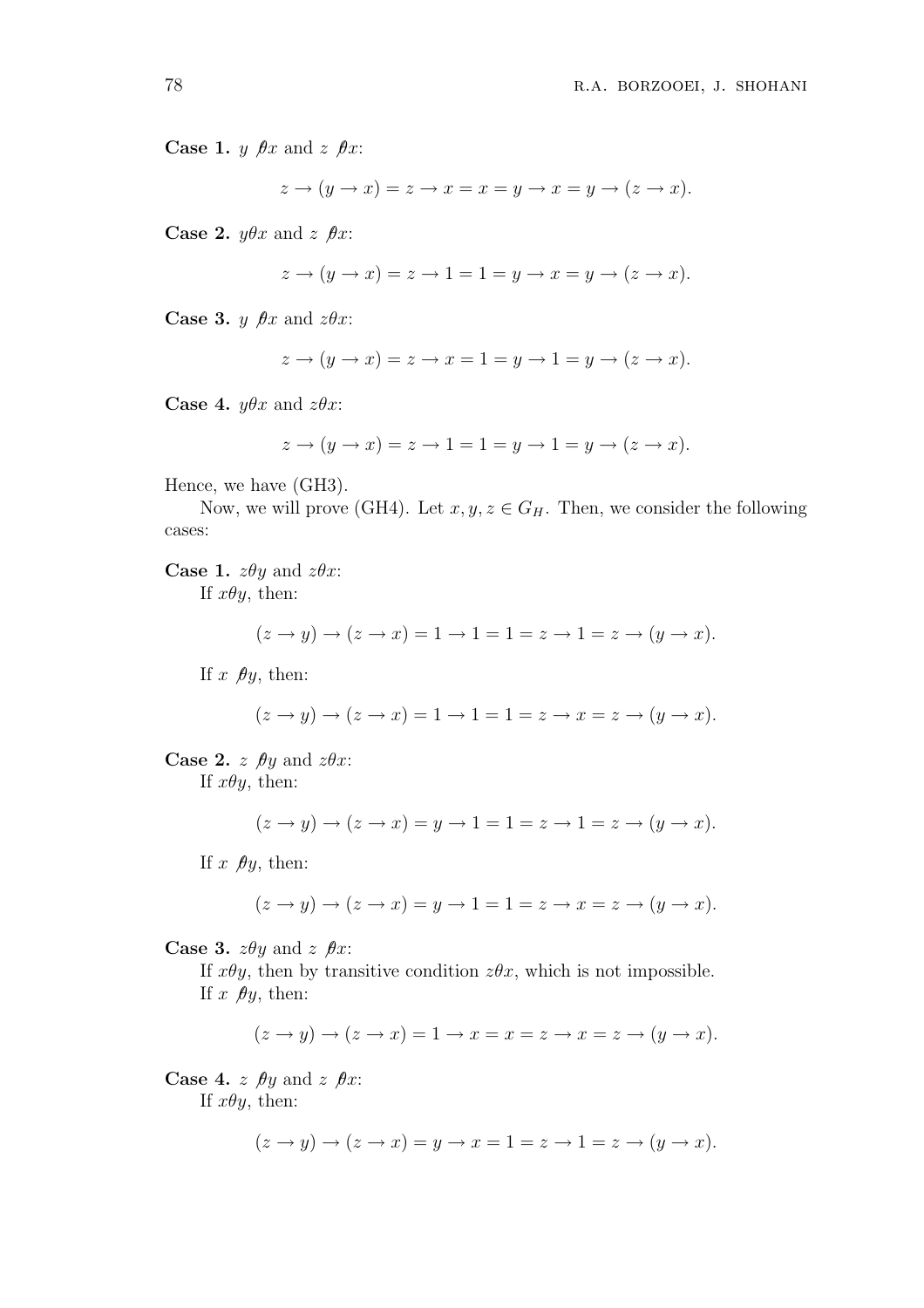**Case 1.** $y \not\theta x$ and $z \not\theta x$:

$$z \to (y \to x) = z \to x = x = y \to x = y \to (z \to x).$$

**Case 2.** $y\theta x$ and $z \not\theta x$:

$$z \to (y \to x) = z \to 1 = 1 = y \to x = y \to (z \to x).$$

**Case 3.** $y \not\theta x$ and $z\theta x$:

$$z \to (y \to x) = z \to x = 1 = y \to 1 = y \to (z \to x).$$

**Case 4.** $y\theta x$ and $z\theta x$:

$$z \to (y \to x) = z \to 1 = 1 = y \to 1 = y \to (z \to x).$$

Hence, we have (GH3).

Now, we will prove (GH4). Let $x, y, z \in G_H$. Then, we consider the following cases:

**Case 1.** $z\theta y$ and $z\theta x$:

If $x\theta y$, then:

$$(z \to y) \to (z \to x) = 1 \to 1 = 1 = z \to 1 = z \to (y \to x).$$

If $x \not\theta y$, then:

$$(z \to y) \to (z \to x) = 1 \to 1 = 1 = z \to x = z \to (y \to x).$$

**Case 2.** $z \not\theta y$ and $z\theta x$:

If $x\theta y$, then:

$$(z \to y) \to (z \to x) = y \to 1 = 1 = z \to 1 = z \to (y \to x).$$

If $x \not\theta y$, then:

$$(z \to y) \to (z \to x) = y \to 1 = 1 = z \to x = z \to (y \to x).$$

**Case 3.** $z\theta y$ and $z \not\theta x$:

If $x\theta y$, then by transitive condition $z\theta x$, which is not impossible.

If $x \not\theta y$, then:

$$(z \to y) \to (z \to x) = 1 \to x = x = z \to x = z \to (y \to x).$$

**Case 4.** $z \not\theta y$ and $z \not\theta x$:

If $x\theta y$, then:

$$(z \to y) \to (z \to x) = y \to x = 1 = z \to 1 = z \to (y \to x).$$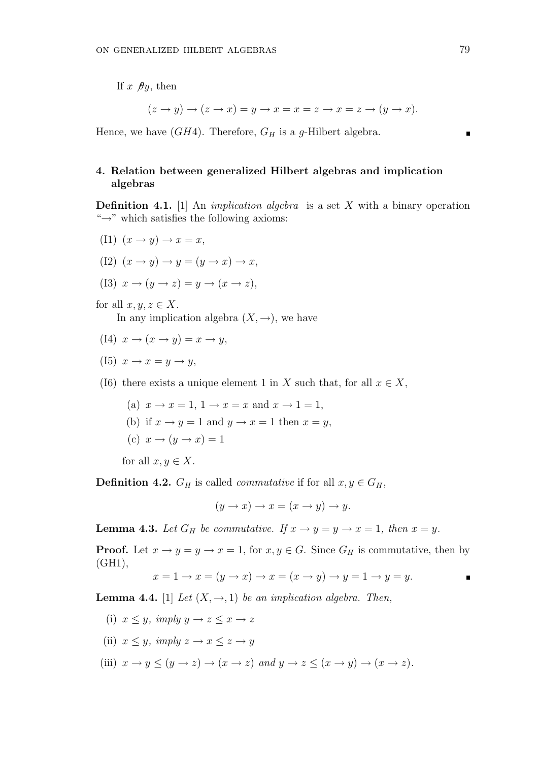If $x \not\theta y$, then

$$(z \to y) \to (z \to x) = y \to x = x = z \to x = z \to (y \to x).$$

Hence, we have $(GH4)$. Therefore, $G_H$ is a $g$-Hilbert algebra. ∎

## 4. Relation between generalized Hilbert algebras and implication algebras

**Definition 4.1.** [1] An *implication algebra* is a set $X$ with a binary operation "$\to$" which satisfies the following axioms:

(I1) $(x \to y) \to x = x$,

(I2) $(x \to y) \to y = (y \to x) \to x$,

(I3) $x \to (y \to z) = y \to (x \to z)$,

for all $x, y, z \in X$.

In any implication algebra $(X, \to)$, we have

(I4) $x \to (x \to y) = x \to y$,

(I5) $x \to x = y \to y$,

(I6) there exists a unique element 1 in $X$ such that, for all $x \in X$,

- (a) $x \to x = 1$, $1 \to x = x$ and $x \to 1 = 1$,
- (b) if $x \to y = 1$ and $y \to x = 1$ then $x = y$,
- (c) $x \to (y \to x) = 1$

for all $x, y \in X$.

**Definition 4.2.** $G_H$ is called *commutative* if for all $x, y \in G_H$,

$$(y \to x) \to x = (x \to y) \to y.$$

**Lemma 4.3.** *Let $G_H$ be commutative. If $x \to y = y \to x = 1$, then $x = y$.*

**Proof.** Let $x \to y = y \to x = 1$, for $x, y \in G$. Since $G_H$ is commutative, then by (GH1),

$$x = 1 \to x = (y \to x) \to x = (x \to y) \to y = 1 \to y = y.$$ ∎

**Lemma 4.4.** [1] *Let $(X, \to, 1)$ be an implication algebra. Then,*

(i) $x \leq y$, *imply* $y \to z \leq x \to z$

(ii) $x \leq y$, *imply* $z \to x \leq z \to y$

(iii) $x \to y \leq (y \to z) \to (x \to z)$ *and* $y \to z \leq (x \to y) \to (x \to z)$.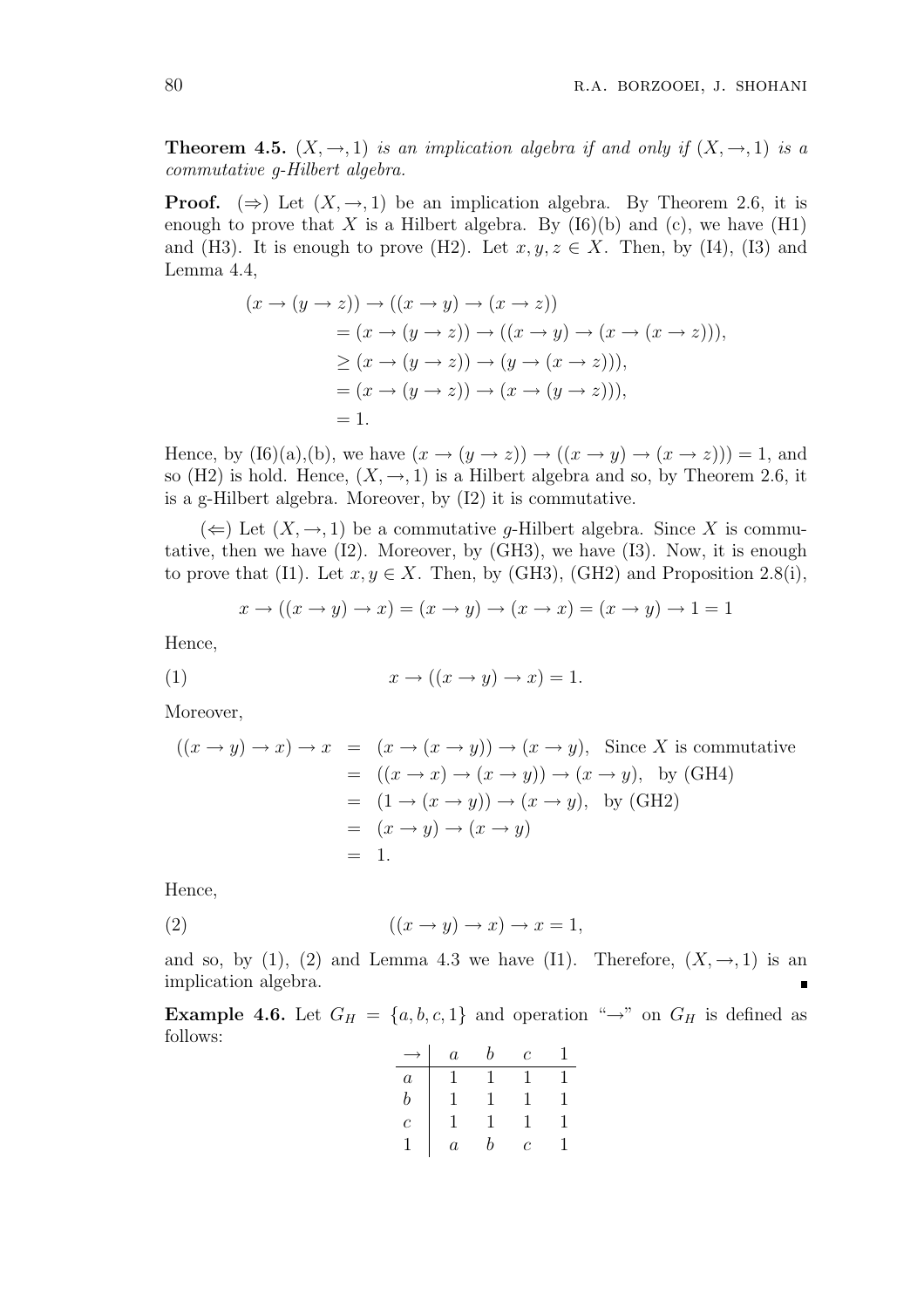**Theorem 4.5.** $(X, \to, 1)$ *is an implication algebra if and only if* $(X, \to, 1)$ *is a commutative g-Hilbert algebra.*

**Proof.** $(\Rightarrow)$ Let $(X, \to, 1)$ be an implication algebra. By Theorem 2.6, it is enough to prove that $X$ is a Hilbert algebra. By (I6)(b) and (c), we have (H1) and (H3). It is enough to prove (H2). Let $x, y, z \in X$. Then, by (I4), (I3) and Lemma 4.4,

$$
\begin{aligned}
(x \to (y \to z)) &\to ((x \to y) \to (x \to z)) \\
&= (x \to (y \to z)) \to ((x \to y) \to (x \to (x \to z))), \\
&\geq (x \to (y \to z)) \to (y \to (x \to z))), \\
&= (x \to (y \to z)) \to (x \to (y \to z))), \\
&= 1.
\end{aligned}
$$

Hence, by (I6)(a),(b), we have $(x \to (y \to z)) \to ((x \to y) \to (x \to z))) = 1$, and so (H2) is hold. Hence, $(X, \to, 1)$ is a Hilbert algebra and so, by Theorem 2.6, it is a g-Hilbert algebra. Moreover, by (I2) it is commutative.

$(\Leftarrow)$ Let $(X, \to, 1)$ be a commutative $g$-Hilbert algebra. Since $X$ is commutative, then we have (I2). Moreover, by (GH3), we have (I3). Now, it is enough to prove that (I1). Let $x, y \in X$. Then, by (GH3), (GH2) and Proposition 2.8(i),

$$x \to ((x \to y) \to x) = (x \to y) \to (x \to x) = (x \to y) \to 1 = 1$$

Hence,

$$x \to ((x \to y) \to x) = 1. \tag{1}$$

Moreover,

$$
\begin{aligned}
((x \to y) \to x) \to x &= (x \to (x \to y)) \to (x \to y), \quad \text{Since } X \text{ is commutative} \\
&= ((x \to x) \to (x \to y)) \to (x \to y), \quad \text{by (GH4)} \\
&= (1 \to (x \to y)) \to (x \to y), \quad \text{by (GH2)} \\
&= (x \to y) \to (x \to y) \\
&= 1.
\end{aligned}
$$

Hence,

$$((x \to y) \to x) \to x = 1, \tag{2}$$

and so, by (1), (2) and Lemma 4.3 we have (I1). Therefore, $(X, \to, 1)$ is an implication algebra. ∎

**Example 4.6.** Let $G_H = \{a, b, c, 1\}$ and operation "$\to$" on $G_H$ is defined as follows:

| $\to$ | $a$ | $b$ | $c$ | $1$ |
|---|---|---|---|---|
| $a$ | $1$ | $1$ | $1$ | $1$ |
| $b$ | $1$ | $1$ | $1$ | $1$ |
| $c$ | $1$ | $1$ | $1$ | $1$ |
| $1$ | $a$ | $b$ | $c$ | $1$ |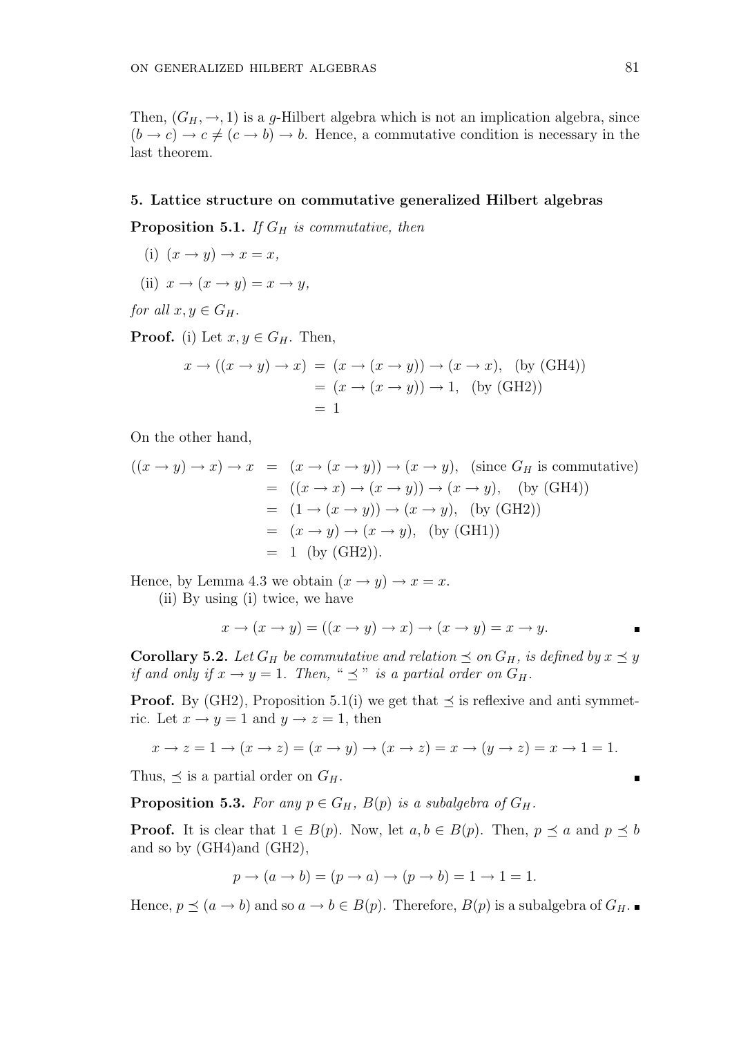Then, $(G_H, \rightarrow, 1)$ is a $g$-Hilbert algebra which is not an implication algebra, since $(b \rightarrow c) \rightarrow c \neq (c \rightarrow b) \rightarrow b$. Hence, a commutative condition is necessary in the last theorem.

## 5. Lattice structure on commutative generalized Hilbert algebras

**Proposition 5.1.** *If $G_H$ is commutative, then*

(i) $(x \rightarrow y) \rightarrow x = x$,

(ii) $x \rightarrow (x \rightarrow y) = x \rightarrow y$,

*for all $x, y \in G_H$.*

**Proof.** (i) Let $x, y \in G_H$. Then,

$$\begin{aligned} x \rightarrow ((x \rightarrow y) \rightarrow x) &= (x \rightarrow (x \rightarrow y)) \rightarrow (x \rightarrow x), \quad \text{(by (GH4))} \\ &= (x \rightarrow (x \rightarrow y)) \rightarrow 1, \quad \text{(by (GH2))} \\ &= 1 \end{aligned}$$

On the other hand,

$$\begin{aligned} ((x \rightarrow y) \rightarrow x) \rightarrow x &= (x \rightarrow (x \rightarrow y)) \rightarrow (x \rightarrow y), \quad \text{(since } G_H \text{ is commutative)} \\ &= ((x \rightarrow x) \rightarrow (x \rightarrow y)) \rightarrow (x \rightarrow y), \quad \text{(by (GH4))} \\ &= (1 \rightarrow (x \rightarrow y)) \rightarrow (x \rightarrow y), \quad \text{(by (GH2))} \\ &= (x \rightarrow y) \rightarrow (x \rightarrow y), \quad \text{(by (GH1))} \\ &= 1 \quad \text{(by (GH2))}. \end{aligned}$$

Hence, by Lemma 4.3 we obtain $(x \rightarrow y) \rightarrow x = x$.

(ii) By using (i) twice, we have

$$x \rightarrow (x \rightarrow y) = ((x \rightarrow y) \rightarrow x) \rightarrow (x \rightarrow y) = x \rightarrow y.$$

∎

**Corollary 5.2.** *Let $G_H$ be commutative and relation $\preceq$ on $G_H$, is defined by $x \preceq y$ if and only if $x \rightarrow y = 1$. Then, "$\preceq$" is a partial order on $G_H$.*

**Proof.** By (GH2), Proposition 5.1(i) we get that $\preceq$ is reflexive and anti symmetric. Let $x \rightarrow y = 1$ and $y \rightarrow z = 1$, then

$$x \rightarrow z = 1 \rightarrow (x \rightarrow z) = (x \rightarrow y) \rightarrow (x \rightarrow z) = x \rightarrow (y \rightarrow z) = x \rightarrow 1 = 1.$$

Thus, $\preceq$ is a partial order on $G_H$. ∎

**Proposition 5.3.** *For any $p \in G_H$, $B(p)$ is a subalgebra of $G_H$.*

**Proof.** It is clear that $1 \in B(p)$. Now, let $a, b \in B(p)$. Then, $p \preceq a$ and $p \preceq b$ and so by (GH4)and (GH2),

$$p \rightarrow (a \rightarrow b) = (p \rightarrow a) \rightarrow (p \rightarrow b) = 1 \rightarrow 1 = 1.$$

Hence, $p \preceq (a \rightarrow b)$ and so $a \rightarrow b \in B(p)$. Therefore, $B(p)$ is a subalgebra of $G_H$. ∎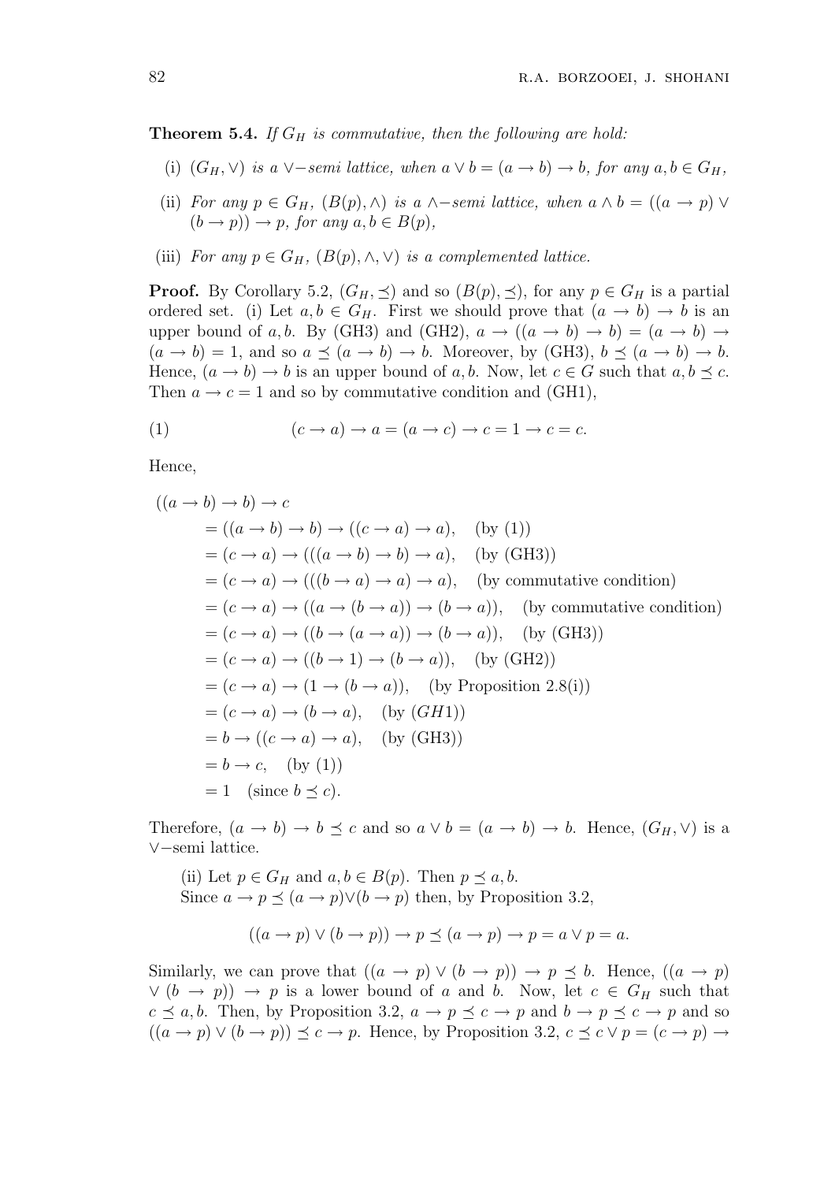**Theorem 5.4.** *If $G_H$ is commutative, then the following are hold:*

- (i) *$(G_H, \vee)$ is a $\vee-$semi lattice, when $a \vee b = (a \to b) \to b$, for any $a, b \in G_H$,*
- (ii) *For any $p \in G_H$, $(B(p), \wedge)$ is a $\wedge-$semi lattice, when $a \wedge b = ((a \to p) \vee (b \to p)) \to p$, for any $a, b \in B(p)$,*
- (iii) *For any $p \in G_H$, $(B(p), \wedge, \vee)$ is a complemented lattice.*

**Proof.** By Corollary 5.2, $(G_H, \preceq)$ and so $(B(p), \preceq)$, for any $p \in G_H$ is a partial ordered set. (i) Let $a, b \in G_H$. First we should prove that $(a \to b) \to b$ is an upper bound of $a, b$. By (GH3) and (GH2), $a \to ((a \to b) \to b) = (a \to b) \to (a \to b) = 1$, and so $a \preceq (a \to b) \to b$. Moreover, by (GH3), $b \preceq (a \to b) \to b$. Hence, $(a \to b) \to b$ is an upper bound of $a, b$. Now, let $c \in G$ such that $a, b \preceq c$. Then $a \to c = 1$ and so by commutative condition and (GH1),

$$(c \to a) \to a = (a \to c) \to c = 1 \to c = c. \tag{1}$$

Hence,

$$\begin{aligned}
((a \to b) \to b) \to c
&= ((a \to b) \to b) \to ((c \to a) \to a), \quad \text{(by (1))}\\
&= (c \to a) \to (((a \to b) \to b) \to a), \quad \text{(by (GH3))}\\
&= (c \to a) \to (((b \to a) \to a) \to a), \quad \text{(by commutative condition)}\\
&= (c \to a) \to ((a \to (b \to a)) \to (b \to a)), \quad \text{(by commutative condition)}\\
&= (c \to a) \to ((b \to (a \to a)) \to (b \to a)), \quad \text{(by (GH3))}\\
&= (c \to a) \to ((b \to 1) \to (b \to a)), \quad \text{(by (GH2))}\\
&= (c \to a) \to (1 \to (b \to a)), \quad \text{(by Proposition 2.8(i))}\\
&= (c \to a) \to (b \to a), \quad \text{(by } (GH1))\\
&= b \to ((c \to a) \to a), \quad \text{(by (GH3))}\\
&= b \to c, \quad \text{(by (1))}\\
&= 1 \quad \text{(since } b \preceq c).
\end{aligned}$$

Therefore, $(a \to b) \to b \preceq c$ and so $a \vee b = (a \to b) \to b$. Hence, $(G_H, \vee)$ is a $\vee-$semi lattice.

(ii) Let $p \in G_H$ and $a, b \in B(p)$. Then $p \preceq a, b$.
Since $a \to p \preceq (a \to p) \vee (b \to p)$ then, by Proposition 3.2,

$$((a \to p) \vee (b \to p)) \to p \preceq (a \to p) \to p = a \vee p = a.$$

Similarly, we can prove that $((a \to p) \vee (b \to p)) \to p \preceq b$. Hence, $((a \to p) \vee (b \to p)) \to p$ is a lower bound of $a$ and $b$. Now, let $c \in G_H$ such that $c \preceq a, b$. Then, by Proposition 3.2, $a \to p \preceq c \to p$ and $b \to p \preceq c \to p$ and so $((a \to p) \vee (b \to p)) \preceq c \to p$. Hence, by Proposition 3.2, $c \preceq c \vee p = (c \to p) \to$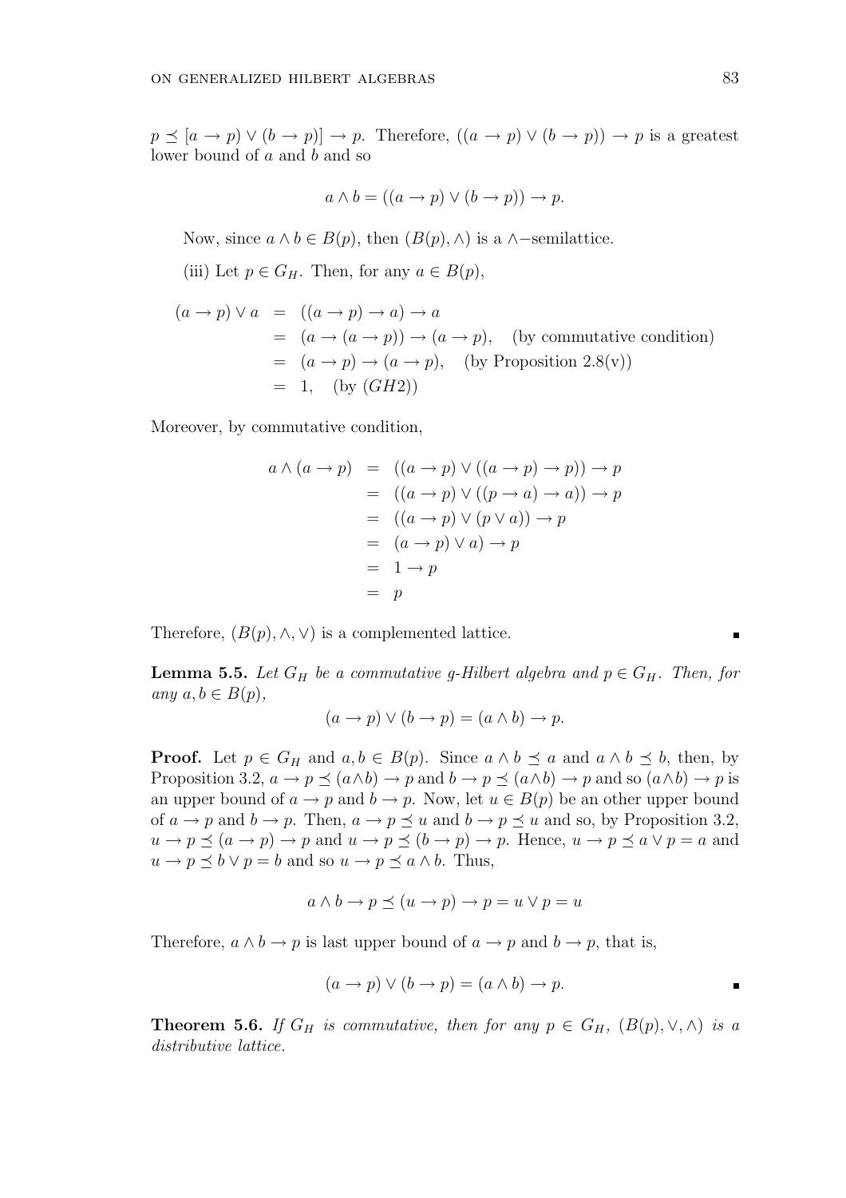$p \preceq [a \to p) \vee (b \to p)] \to p$. Therefore, $((a \to p) \vee (b \to p)) \to p$ is a greatest lower bound of $a$ and $b$ and so

$$a \wedge b = ((a \to p) \vee (b \to p)) \to p.$$

Now, since $a \wedge b \in B(p)$, then $(B(p), \wedge)$ is a $\wedge-$semilattice.

(iii) Let $p \in G_H$. Then, for any $a \in B(p)$,

$$\begin{aligned}
(a \to p) \vee a &= ((a \to p) \to a) \to a \\
&= (a \to (a \to p)) \to (a \to p), \quad \text{(by commutative condition)} \\
&= (a \to p) \to (a \to p), \quad \text{(by Proposition 2.8(v))} \\
&= 1, \quad \text{(by } (GH2))
\end{aligned}$$

Moreover, by commutative condition,

$$\begin{aligned}
a \wedge (a \to p) &= ((a \to p) \vee ((a \to p) \to p)) \to p \\
&= ((a \to p) \vee ((p \to a) \to a)) \to p \\
&= ((a \to p) \vee (p \vee a)) \to p \\
&= (a \to p) \vee a) \to p \\
&= 1 \to p \\
&= p
\end{aligned}$$

Therefore, $(B(p), \wedge, \vee)$ is a complemented lattice. ∎

**Lemma 5.5.** *Let $G_H$ be a commutative g-Hilbert algebra and $p \in G_H$. Then, for any $a, b \in B(p)$,*

$$(a \to p) \vee (b \to p) = (a \wedge b) \to p.$$

**Proof.** Let $p \in G_H$ and $a, b \in B(p)$. Since $a \wedge b \preceq a$ and $a \wedge b \preceq b$, then, by Proposition 3.2, $a \to p \preceq (a \wedge b) \to p$ and $b \to p \preceq (a \wedge b) \to p$ and so $(a \wedge b) \to p$ is an upper bound of $a \to p$ and $b \to p$. Now, let $u \in B(p)$ be an other upper bound of $a \to p$ and $b \to p$. Then, $a \to p \preceq u$ and $b \to p \preceq u$ and so, by Proposition 3.2, $u \to p \preceq (a \to p) \to p$ and $u \to p \preceq (b \to p) \to p$. Hence, $u \to p \preceq a \vee p = a$ and $u \to p \preceq b \vee p = b$ and so $u \to p \preceq a \wedge b$. Thus,

$$a \wedge b \to p \preceq (u \to p) \to p = u \vee p = u$$

Therefore, $a \wedge b \to p$ is last upper bound of $a \to p$ and $b \to p$, that is,

$$(a \to p) \vee (b \to p) = (a \wedge b) \to p.$$

∎

**Theorem 5.6.** *If $G_H$ is commutative, then for any $p \in G_H$, $(B(p), \vee, \wedge)$ is a distributive lattice.*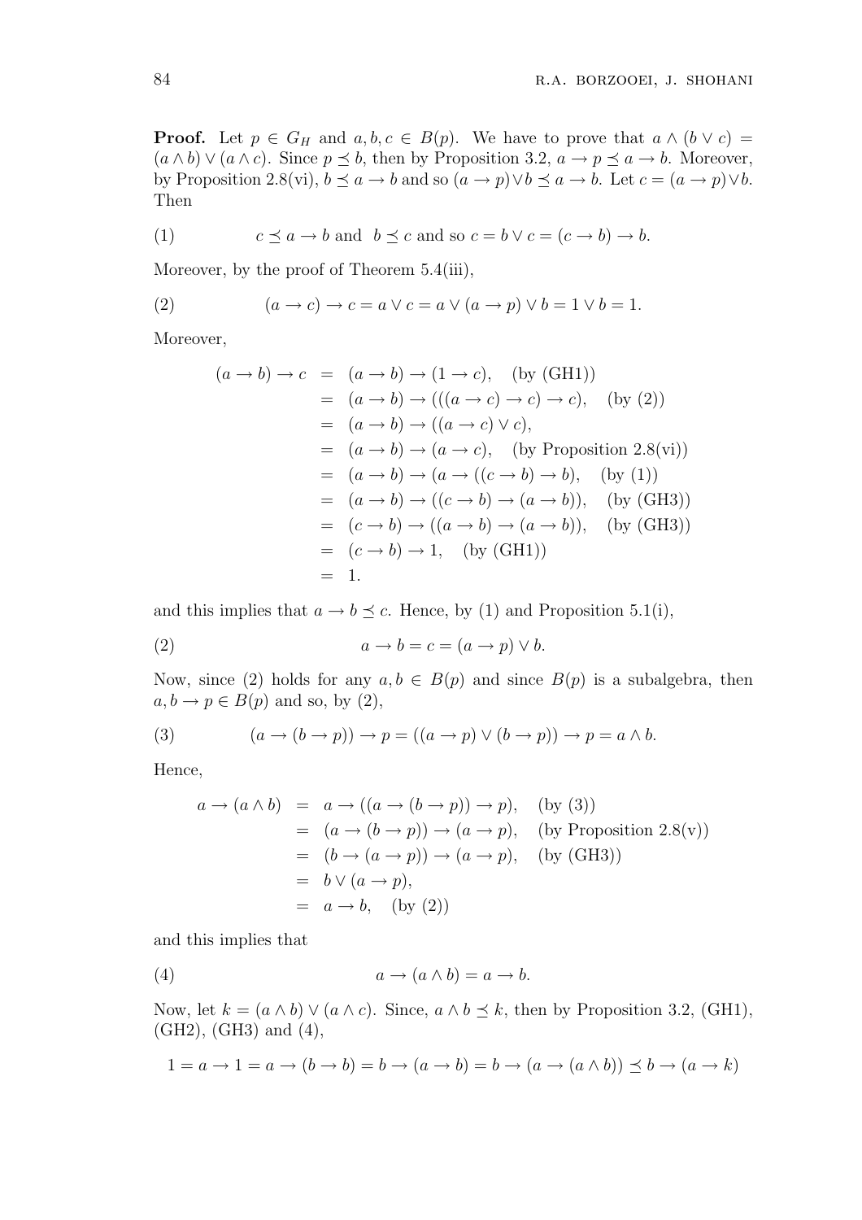**Proof.** Let $p \in G_H$ and $a, b, c \in B(p)$. We have to prove that $a \wedge (b \vee c) = (a \wedge b) \vee (a \wedge c)$. Since $p \preceq b$, then by Proposition 3.2, $a \to p \preceq a \to b$. Moreover, by Proposition 2.8(vi), $b \preceq a \to b$ and so $(a \to p) \vee b \preceq a \to b$. Let $c = (a \to p) \vee b$. Then

$$(1) \qquad c \preceq a \to b \text{ and } \ b \preceq c \text{ and so } c = b \vee c = (c \to b) \to b.$$

Moreover, by the proof of Theorem 5.4(iii),

$$(2) \qquad (a \to c) \to c = a \vee c = a \vee (a \to p) \vee b = 1 \vee b = 1.$$

Moreover,

$$\begin{aligned}
(a \to b) \to c &= (a \to b) \to (1 \to c), \quad \text{(by (GH1))} \\
&= (a \to b) \to (((a \to c) \to c) \to c), \quad \text{(by (2))} \\
&= (a \to b) \to ((a \to c) \vee c), \\
&= (a \to b) \to (a \to c), \quad \text{(by Proposition 2.8(vi))} \\
&= (a \to b) \to (a \to ((c \to b) \to b), \quad \text{(by (1))} \\
&= (a \to b) \to ((c \to b) \to (a \to b)), \quad \text{(by (GH3))} \\
&= (c \to b) \to ((a \to b) \to (a \to b)), \quad \text{(by (GH3))} \\
&= (c \to b) \to 1, \quad \text{(by (GH1))} \\
&= 1.
\end{aligned}$$

and this implies that $a \to b \preceq c$. Hence, by (1) and Proposition 5.1(i),

$$(2) \qquad a \to b = c = (a \to p) \vee b.$$

Now, since (2) holds for any $a, b \in B(p)$ and since $B(p)$ is a subalgebra, then $a, b \to p \in B(p)$ and so, by (2),

$$(3) \qquad (a \to (b \to p)) \to p = ((a \to p) \vee (b \to p)) \to p = a \wedge b.$$

Hence,

$$\begin{aligned}
a \to (a \wedge b) &= a \to ((a \to (b \to p)) \to p), \quad \text{(by (3))} \\
&= (a \to (b \to p)) \to (a \to p), \quad \text{(by Proposition 2.8(v))} \\
&= (b \to (a \to p)) \to (a \to p), \quad \text{(by (GH3))} \\
&= b \vee (a \to p), \\
&= a \to b, \quad \text{(by (2))}
\end{aligned}$$

and this implies that

$$(4) \qquad a \to (a \wedge b) = a \to b.$$

Now, let $k = (a \wedge b) \vee (a \wedge c)$. Since, $a \wedge b \preceq k$, then by Proposition 3.2, (GH1), (GH2), (GH3) and (4),

$$1 = a \to 1 = a \to (b \to b) = b \to (a \to b) = b \to (a \to (a \wedge b)) \preceq b \to (a \to k)$$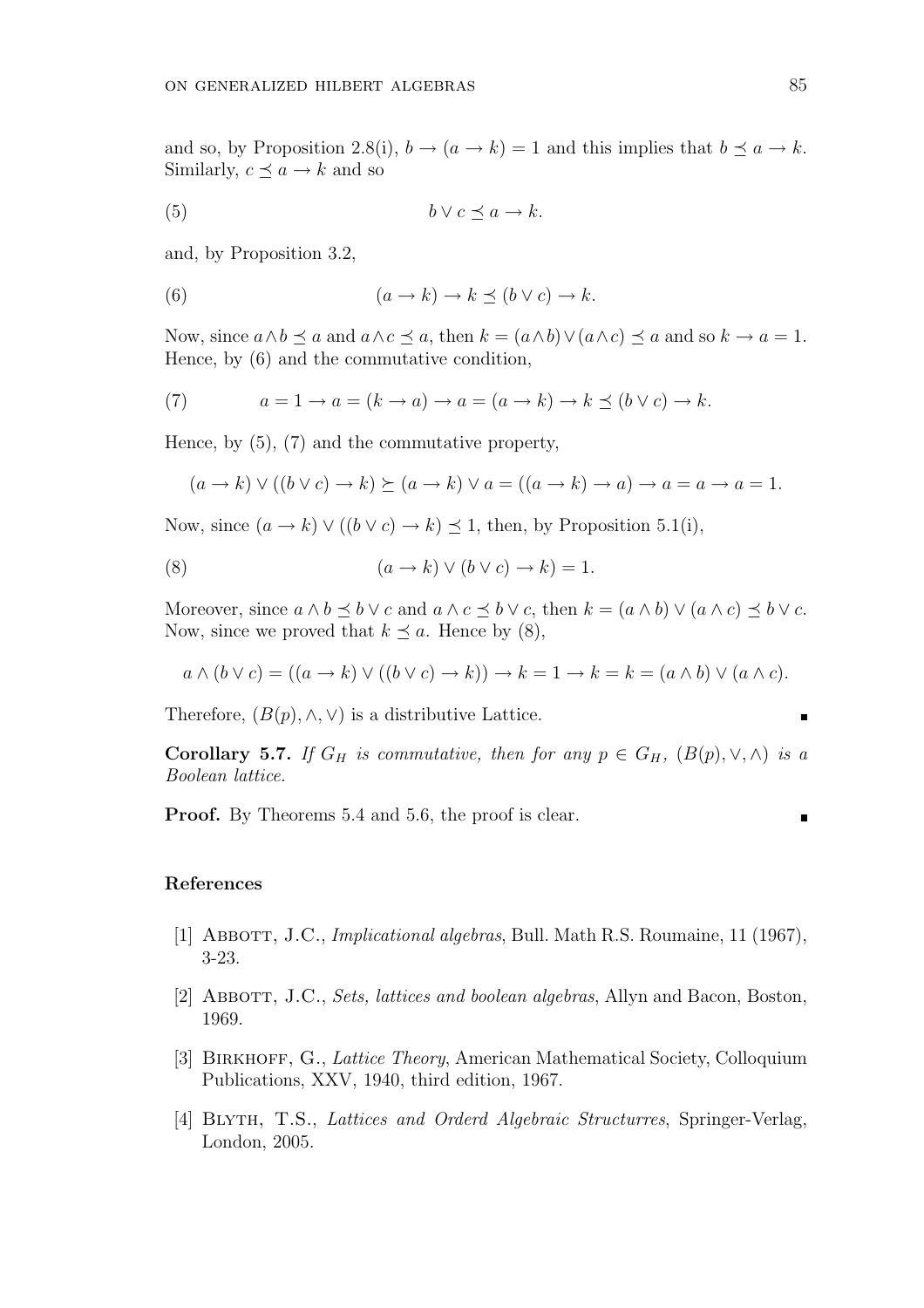and so, by Proposition 2.8(i), $b \to (a \to k) = 1$ and this implies that $b \preceq a \to k$. Similarly, $c \preceq a \to k$ and so

$$b \vee c \preceq a \to k. \tag{5}$$

and, by Proposition 3.2,

$$(a \to k) \to k \preceq (b \vee c) \to k. \tag{6}$$

Now, since $a \wedge b \preceq a$ and $a \wedge c \preceq a$, then $k = (a \wedge b) \vee (a \wedge c) \preceq a$ and so $k \to a = 1$. Hence, by (6) and the commutative condition,

$$a = 1 \to a = (k \to a) \to a = (a \to k) \to k \preceq (b \vee c) \to k. \tag{7}$$

Hence, by (5), (7) and the commutative property,

$$(a \to k) \vee ((b \vee c) \to k) \succeq (a \to k) \vee a = ((a \to k) \to a) \to a = a \to a = 1.$$

Now, since $(a \to k) \vee ((b \vee c) \to k) \preceq 1$, then, by Proposition 5.1(i),

$$(a \to k) \vee (b \vee c) \to k) = 1. \tag{8}$$

Moreover, since $a \wedge b \preceq b \vee c$ and $a \wedge c \preceq b \vee c$, then $k = (a \wedge b) \vee (a \wedge c) \preceq b \vee c$. Now, since we proved that $k \preceq a$. Hence by (8),

$$a \wedge (b \vee c) = ((a \to k) \vee ((b \vee c) \to k)) \to k = 1 \to k = k = (a \wedge b) \vee (a \wedge c).$$

Therefore, $(B(p), \wedge, \vee)$ is a distributive Lattice. ∎

**Corollary 5.7.** *If $G_H$ is commutative, then for any $p \in G_H$, $(B(p), \vee, \wedge)$ is a Boolean lattice.*

**Proof.** By Theorems 5.4 and 5.6, the proof is clear. ∎

## References

[1] Abbott, J.C., *Implicational algebras*, Bull. Math R.S. Roumaine, 11 (1967), 3-23.

[2] Abbott, J.C., *Sets, lattices and boolean algebras*, Allyn and Bacon, Boston, 1969.

[3] Birkhoff, G., *Lattice Theory*, American Mathematical Society, Colloquium Publications, XXV, 1940, third edition, 1967.

[4] Blyth, T.S., *Lattices and Orderd Algebraic Structurres*, Springer-Verlag, London, 2005.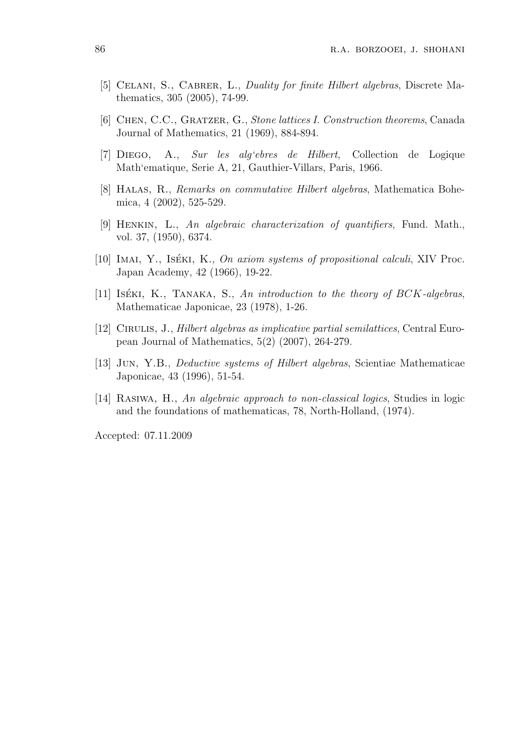[5] Celani, S., Cabrer, L., *Duality for finite Hilbert algebras*, Discrete Mathematics, 305 (2005), 74-99.

[6] Chen, C.C., Gratzer, G., *Stone lattices I. Construction theorems*, Canada Journal of Mathematics, 21 (1969), 884-894.

[7] Diego, A., *Sur les alg'ebres de Hilbert*, Collection de Logique Math'ematique, Serie A, 21, Gauthier-Villars, Paris, 1966.

[8] Halas, R., *Remarks on commutative Hilbert algebras*, Mathematica Bohemica, 4 (2002), 525-529.

[9] Henkin, L., *An algebraic characterization of quantifiers*, Fund. Math., vol. 37, (1950), 6374.

[10] Imai, Y., Iséki, K., *On axiom systems of propositional calculi*, XIV Proc. Japan Academy, 42 (1966), 19-22.

[11] Iséki, K., Tanaka, S., *An introduction to the theory of BCK-algebras*, Mathematicae Japonicae, 23 (1978), 1-26.

[12] Cirulis, J., *Hilbert algebras as implicative partial semilattices*, Central European Journal of Mathematics, 5(2) (2007), 264-279.

[13] Jun, Y.B., *Deductive systems of Hilbert algebras*, Scientiae Mathematicae Japonicae, 43 (1996), 51-54.

[14] Rasiwa, H., *An algebraic approach to non-classical logics*, Studies in logic and the foundations of mathematicas, 78, North-Holland, (1974).

Accepted: 07.11.2009